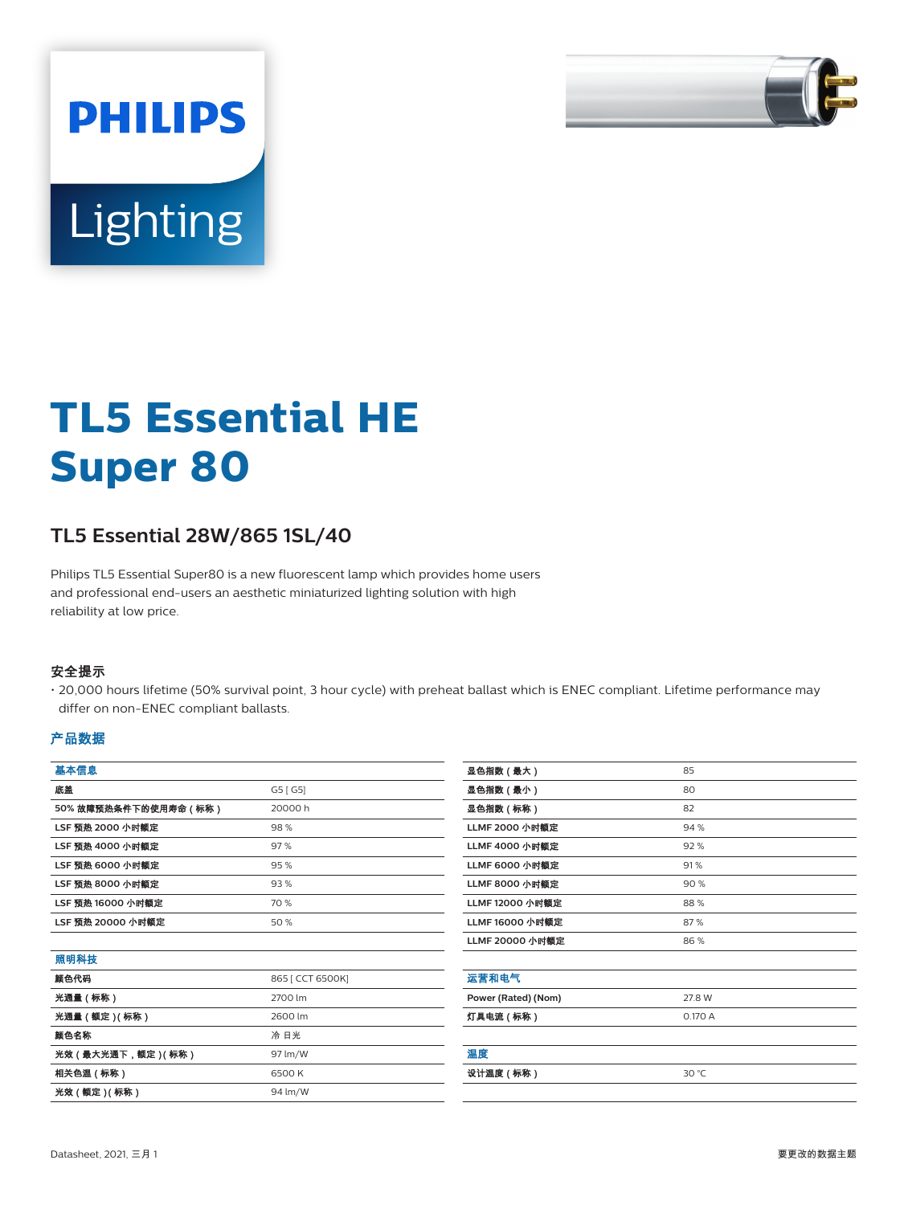PHILIPS

Lighting

# TL5 Essential HE Super 80

## TL5 Essential 28W/865 1SL/40

Philips TL5 Essential Super80 is a new fluorescent lamp which provides home users and professional end-users an aesthetic miniaturized lighting solution with high reliability at low price.

### 安全提示

- 20,000 hours lifetime (50% survival point, 3 hour cycle) with preheat ballast which is ENEC compliant. Lifetime performance may differ on non-ENEC compliant ballasts.

### 产品数据

| 基本信息 | |
|---|---|
| 底盖 | G5 [ G5] |
| 50% 故障预热条件下的使用寿命（标称） | 20000 h |
| LSF 预热 2000 小时额定 | 98 % |
| LSF 预热 4000 小时额定 | 97 % |
| LSF 预热 6000 小时额定 | 95 % |
| LSF 预热 8000 小时额定 | 93 % |
| LSF 预热 16000 小时额定 | 70 % |
| LSF 预热 20000 小时额定 | 50 % |

| 照明科技 | |
|---|---|
| 颜色代码 | 865 [ CCT 6500K] |
| 光通量（标称） | 2700 lm |
| 光通量（额定）(标称） | 2600 lm |
| 颜色名称 | 冷 日光 |
| 光效（最大光通下，额定）(标称） | 97 lm/W |
| 相关色温（标称） | 6500 K |
| 光效（额定）(标称） | 94 lm/W |
| 显色指数（最大） | 85 |
| 显色指数（最小） | 80 |
| 显色指数（标称） | 82 |
| LLMF 2000 小时额定 | 94 % |
| LLMF 4000 小时额定 | 92 % |
| LLMF 6000 小时额定 | 91 % |
| LLMF 8000 小时额定 | 90 % |
| LLMF 12000 小时额定 | 88 % |
| LLMF 16000 小时额定 | 87 % |
| LLMF 20000 小时额定 | 86 % |

| 运营和电气 | |
|---|---|
| Power (Rated) (Nom) | 27.8 W |
| 灯具电流（标称） | 0.170 A |

| 温度 | |
|---|---|
| 设计温度（标称） | 30 °C |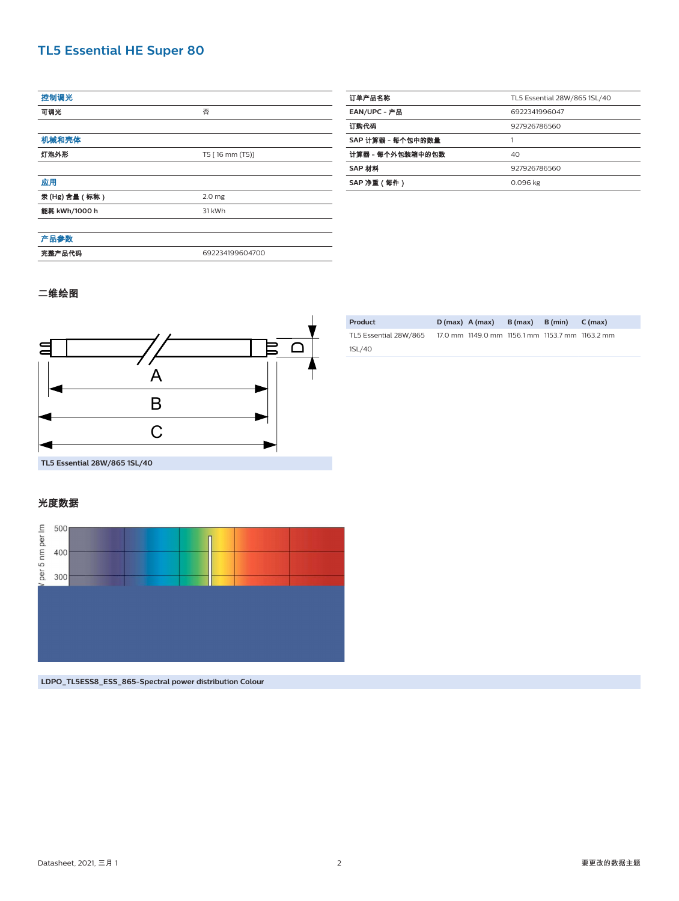## TL5 Essential HE Super 80

| 控制调光 | |
|---|---|
| 可调光 | 否 |

| 机械和壳体 | |
|---|---|
| 灯泡外形 | T5 [ 16 mm (T5)] |

| 应用 | |
|---|---|
| 汞 (Hg) 含量（标称） | 2.0 mg |
| 能耗 kWh/1000 h | 31 kWh |

| 产品参数 | |
|---|---|
| 完整产品代码 | 692234199604700 |

| | |
|---|---|
| 订单产品名称 | TL5 Essential 28W/865 1SL/40 |
| EAN/UPC - 产品 | 6922341996047 |
| 订购代码 | 927926786560 |
| SAP 计算器 - 每个包中的数量 | 1 |
| 计算器 - 每个外包装箱中的包数 | 40 |
| SAP 材料 | 927926786560 |
| SAP 净重（每件） | 0.096 kg |

### 二维绘图

TL5 Essential 28W/865 1SL/40

| Product | D (max) | A (max) | B (max) | B (min) | C (max) |
|---|---|---|---|---|---|
| TL5 Essential 28W/865 1SL/40 | 17.0 mm | 1149.0 mm | 1156.1 mm | 1153.7 mm | 1163.2 mm |

### 光度数据

LDPO_TL5ESS8_ESS_865-Spectral power distribution Colour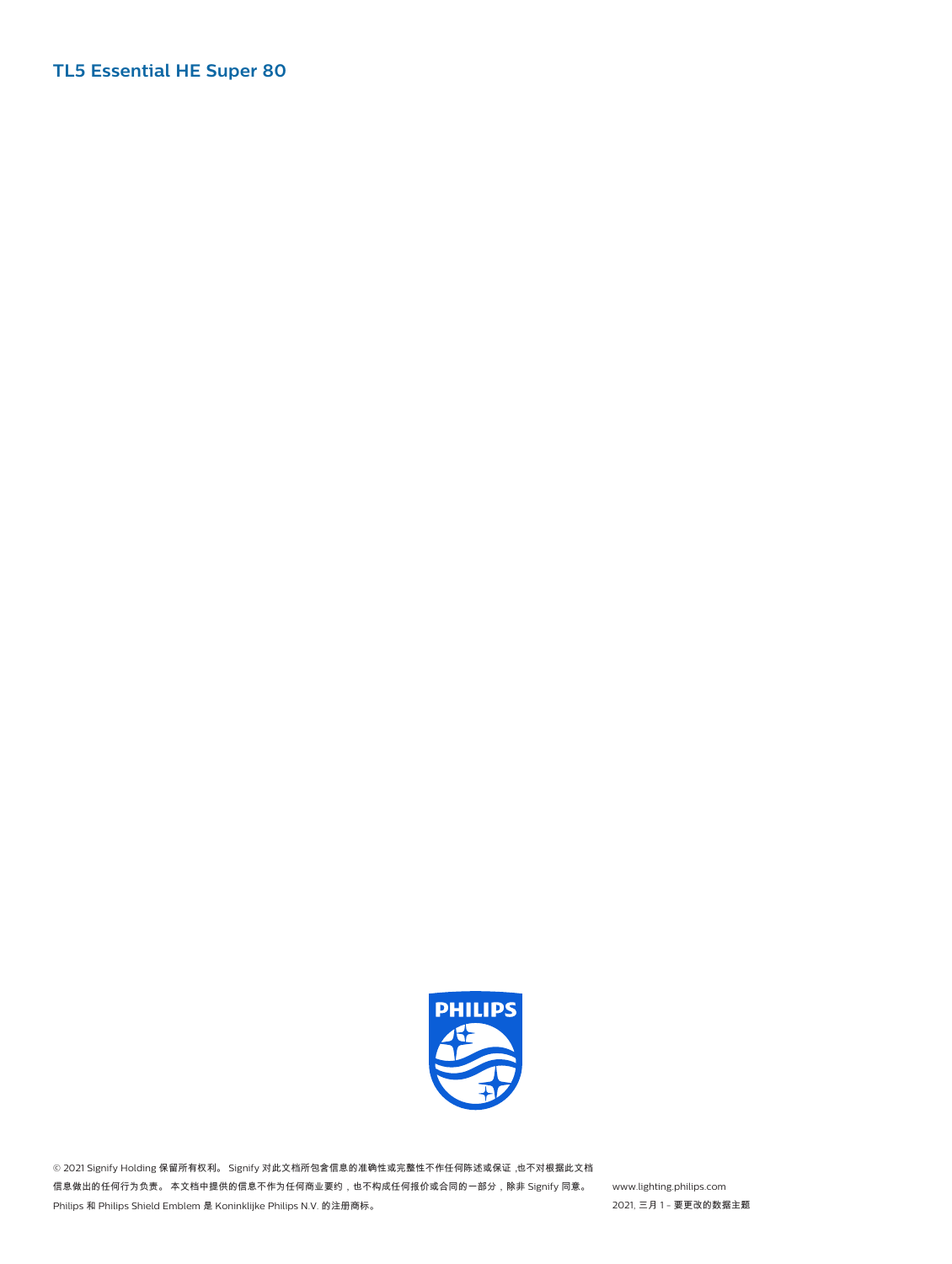© 2021 Signify Holding 保留所有权利。 Signify 对此文档所包含信息的准确性或完整性不作任何陈述或保证 ,也不对根据此文档信息做出的任何行为负责。 本文档中提供的信息不作为任何商业要约，也不构成任何报价或合同的一部分，除非 Signify 同意。
Philips 和 Philips Shield Emblem 是 Koninklijke Philips N.V. 的注册商标。

www.lighting.philips.com
2021, 三月 1 - 要更改的数据主题